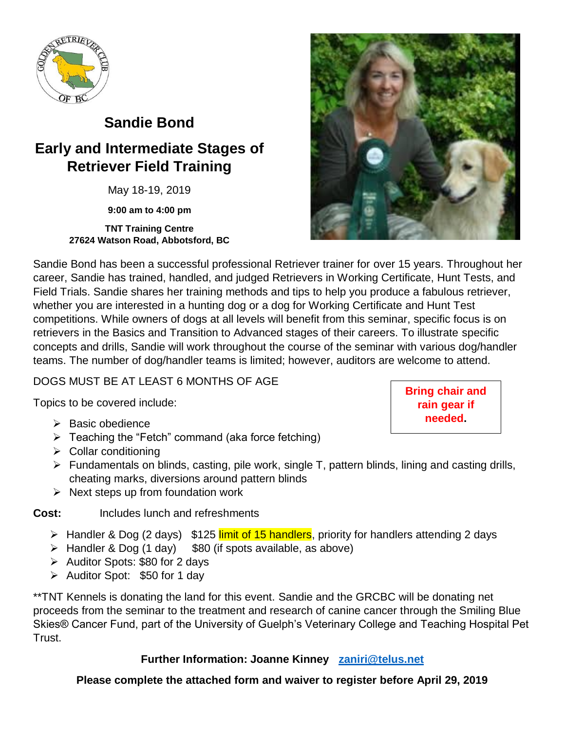# Sandie Bond

## Early and Intermediate Stages of Retriever Field Training

May 18-19, 2019

**9:00 am to 4:00 pm**

**TNT Training Centre**
**27624 Watson Road, Abbotsford, BC**

Sandie Bond has been a successful professional Retriever trainer for over 15 years. Throughout her career, Sandie has trained, handled, and judged Retrievers in Working Certificate, Hunt Tests, and Field Trials. Sandie shares her training methods and tips to help you produce a fabulous retriever, whether you are interested in a hunting dog or a dog for Working Certificate and Hunt Test competitions. While owners of dogs at all levels will benefit from this seminar, specific focus is on retrievers in the Basics and Transition to Advanced stages of their careers. To illustrate specific concepts and drills, Sandie will work throughout the course of the seminar with various dog/handler teams. The number of dog/handler teams is limited; however, auditors are welcome to attend.

DOGS MUST BE AT LEAST 6 MONTHS OF AGE

**Bring chair and rain gear if needed.**

Topics to be covered include:

- Basic obedience
- Teaching the "Fetch" command (aka force fetching)
- Collar conditioning
- Fundamentals on blinds, casting, pile work, single T, pattern blinds, lining and casting drills, cheating marks, diversions around pattern blinds
- Next steps up from foundation work

**Cost:** Includes lunch and refreshments

- Handler & Dog (2 days) $125 limit of 15 handlers, priority for handlers attending 2 days
- Handler & Dog (1 day) $80 (if spots available, as above)
- Auditor Spots: $80 for 2 days
- Auditor Spot: $50 for 1 day

**TNT Kennels is donating the land for this event. Sandie and the GRCBC will be donating net proceeds from the seminar to the treatment and research of canine cancer through the Smiling Blue Skies® Cancer Fund, part of the University of Guelph's Veterinary College and Teaching Hospital Pet Trust.

**Further Information: Joanne Kinney zaniri@telus.net**

**Please complete the attached form and waiver to register before April 29, 2019**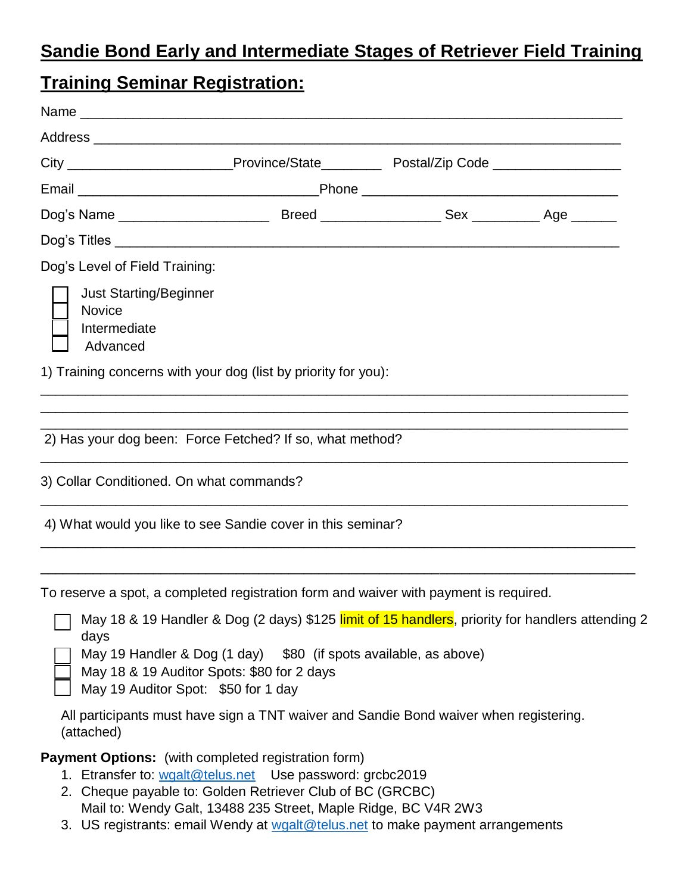## Sandie Bond Early and Intermediate Stages of Retriever Field Training

## Training Seminar Registration:

Name ___________________________________________________________________

Address _________________________________________________________________

City _____________________Province/State________ Postal/Zip Code ________________

Email ______________________________Phone _________________________________

Dog's Name ___________________ Breed _______________ Sex _________ Age ______

Dog's Titles ______________________________________________________________

Dog's Level of Field Training:

- ☐ Just Starting/Beginner
- ☐ Novice
- ☐ Intermediate
- ☐ Advanced

1) Training concerns with your dog (list by priority for you):

___________________________________________________________________________

___________________________________________________________________________

___________________________________________________________________________

2) Has your dog been: Force Fetched? If so, what method?

___________________________________________________________________________

3) Collar Conditioned. On what commands?

___________________________________________________________________________

4) What would you like to see Sandie cover in this seminar?

___________________________________________________________________________

___________________________________________________________________________

To reserve a spot, a completed registration form and waiver with payment is required.

- ☐ May 18 & 19 Handler & Dog (2 days) $125 limit of 15 handlers, priority for handlers attending 2 days
- ☐ May 19 Handler & Dog (1 day) $80 (if spots available, as above)
- ☐ May 18 & 19 Auditor Spots: $80 for 2 days
- ☐ May 19 Auditor Spot: $50 for 1 day

All participants must have sign a TNT waiver and Sandie Bond waiver when registering. (attached)

**Payment Options:** (with completed registration form)

1. Etransfer to: wgalt@telus.net Use password: grcbc2019
2. Cheque payable to: Golden Retriever Club of BC (GRCBC)
   Mail to: Wendy Galt, 13488 235 Street, Maple Ridge, BC V4R 2W3
3. US registrants: email Wendy at wgalt@telus.net to make payment arrangements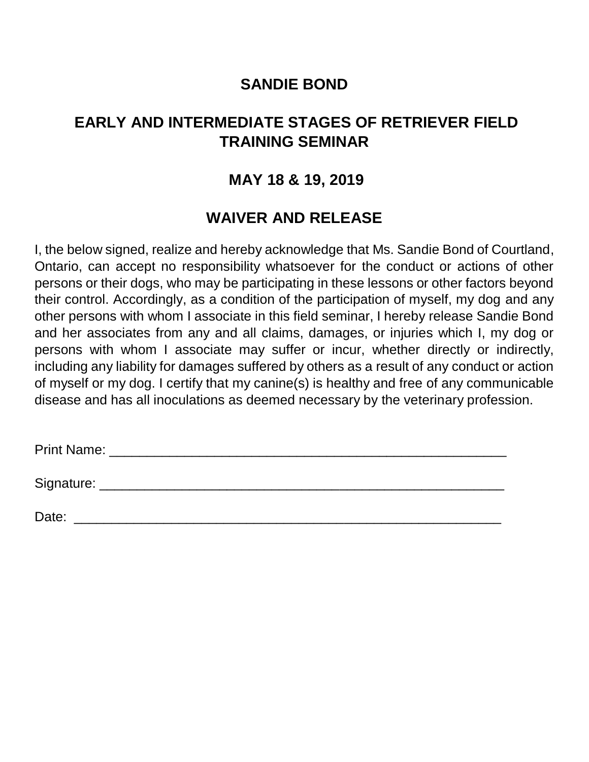# SANDIE BOND

## EARLY AND INTERMEDIATE STAGES OF RETRIEVER FIELD TRAINING SEMINAR

## MAY 18 & 19, 2019

## WAIVER AND RELEASE

I, the below signed, realize and hereby acknowledge that Ms. Sandie Bond of Courtland, Ontario, can accept no responsibility whatsoever for the conduct or actions of other persons or their dogs, who may be participating in these lessons or other factors beyond their control. Accordingly, as a condition of the participation of myself, my dog and any other persons with whom I associate in this field seminar, I hereby release Sandie Bond and her associates from any and all claims, damages, or injuries which I, my dog or persons with whom I associate may suffer or incur, whether directly or indirectly, including any liability for damages suffered by others as a result of any conduct or action of myself or my dog. I certify that my canine(s) is healthy and free of any communicable disease and has all inoculations as deemed necessary by the veterinary profession.

Print Name: _______________________________________________________

Signature: ________________________________________________________

Date: ____________________________________________________________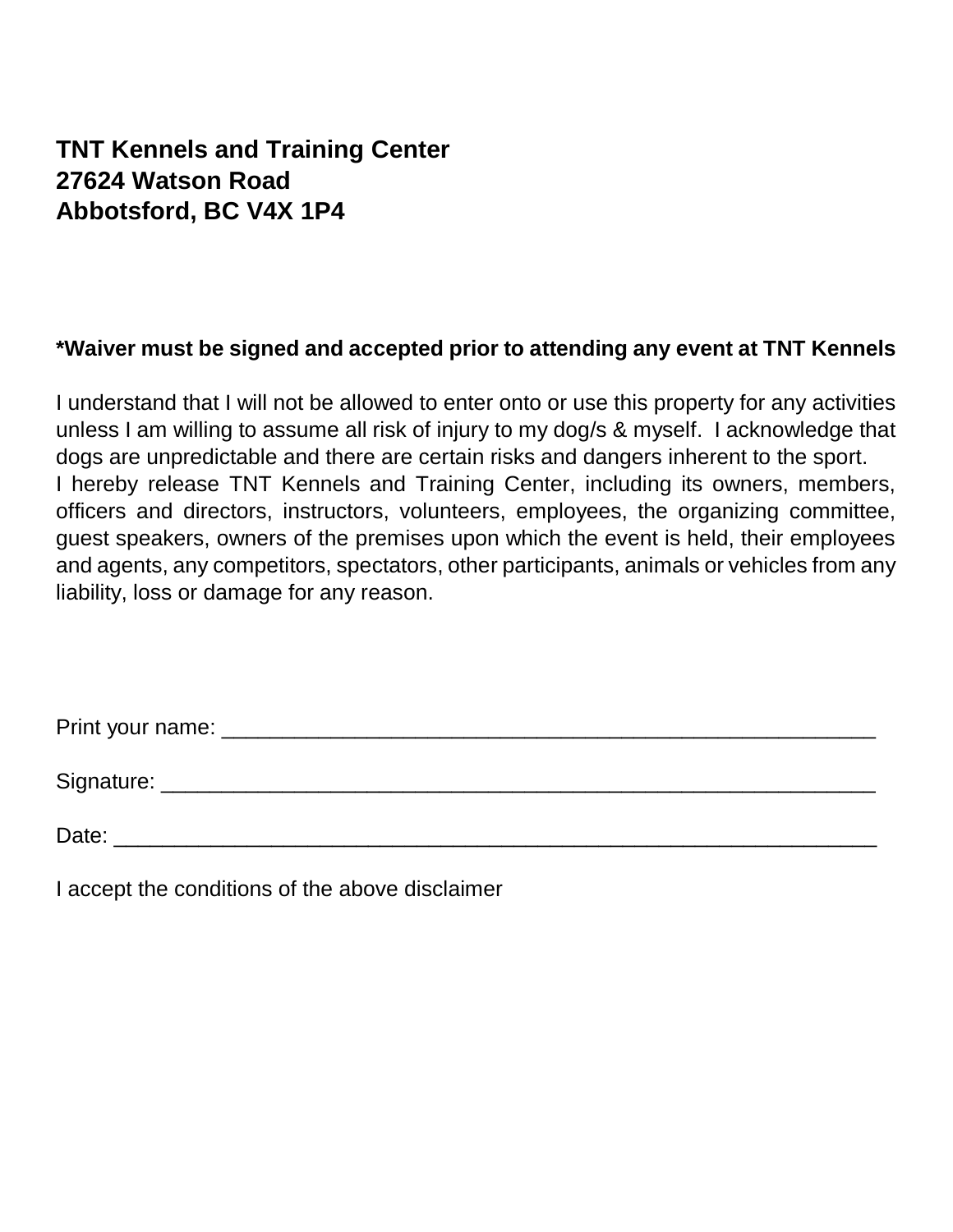**TNT Kennels and Training Center**
**27624 Watson Road**
**Abbotsford, BC V4X 1P4**

**\*Waiver must be signed and accepted prior to attending any event at TNT Kennels**

I understand that I will not be allowed to enter onto or use this property for any activities unless I am willing to assume all risk of injury to my dog/s & myself. I acknowledge that dogs are unpredictable and there are certain risks and dangers inherent to the sport.
I hereby release TNT Kennels and Training Center, including its owners, members, officers and directors, instructors, volunteers, employees, the organizing committee, guest speakers, owners of the premises upon which the event is held, their employees and agents, any competitors, spectators, other participants, animals or vehicles from any liability, loss or damage for any reason.

Print your name: ________________________________________________________

Signature: _____________________________________________________________

Date: _________________________________________________________________

I accept the conditions of the above disclaimer